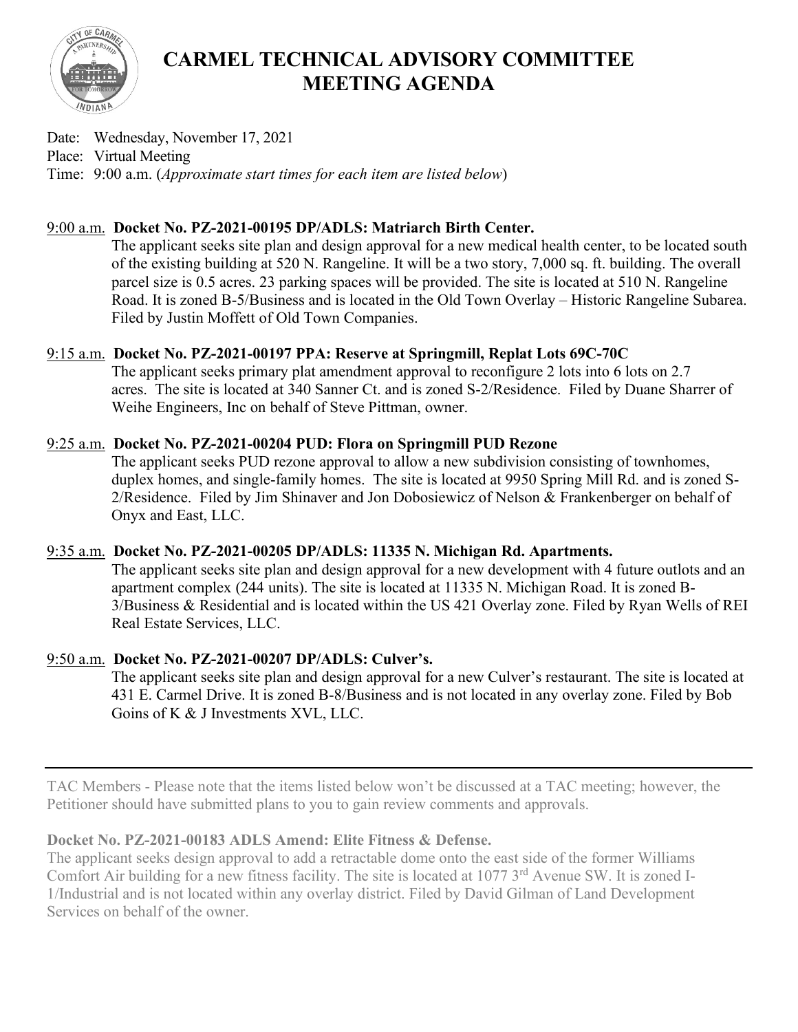# CARMEL TECHNICAL ADVISORY COMMITTEE MEETING AGENDA

Date: Wednesday, November 17, 2021
Place: Virtual Meeting
Time: 9:00 a.m. (*Approximate start times for each item are listed below*)

9:00 a.m. **Docket No. PZ-2021-00195 DP/ADLS: Matriarch Birth Center.**
The applicant seeks site plan and design approval for a new medical health center, to be located south of the existing building at 520 N. Rangeline. It will be a two story, 7,000 sq. ft. building. The overall parcel size is 0.5 acres. 23 parking spaces will be provided. The site is located at 510 N. Rangeline Road. It is zoned B-5/Business and is located in the Old Town Overlay – Historic Rangeline Subarea. Filed by Justin Moffett of Old Town Companies.

9:15 a.m. **Docket No. PZ-2021-00197 PPA: Reserve at Springmill, Replat Lots 69C-70C**
The applicant seeks primary plat amendment approval to reconfigure 2 lots into 6 lots on 2.7 acres. The site is located at 340 Sanner Ct. and is zoned S-2/Residence. Filed by Duane Sharrer of Weihe Engineers, Inc on behalf of Steve Pittman, owner.

9:25 a.m. **Docket No. PZ-2021-00204 PUD: Flora on Springmill PUD Rezone**
The applicant seeks PUD rezone approval to allow a new subdivision consisting of townhomes, duplex homes, and single-family homes. The site is located at 9950 Spring Mill Rd. and is zoned S-2/Residence. Filed by Jim Shinaver and Jon Dobosiewicz of Nelson & Frankenberger on behalf of Onyx and East, LLC.

9:35 a.m. **Docket No. PZ-2021-00205 DP/ADLS: 11335 N. Michigan Rd. Apartments.**
The applicant seeks site plan and design approval for a new development with 4 future outlots and an apartment complex (244 units). The site is located at 11335 N. Michigan Road. It is zoned B-3/Business & Residential and is located within the US 421 Overlay zone. Filed by Ryan Wells of REI Real Estate Services, LLC.

9:50 a.m. **Docket No. PZ-2021-00207 DP/ADLS: Culver's.**
The applicant seeks site plan and design approval for a new Culver's restaurant. The site is located at 431 E. Carmel Drive. It is zoned B-8/Business and is not located in any overlay zone. Filed by Bob Goins of K & J Investments XVL, LLC.

---

TAC Members - Please note that the items listed below won't be discussed at a TAC meeting; however, the Petitioner should have submitted plans to you to gain review comments and approvals.

**Docket No. PZ-2021-00183 ADLS Amend: Elite Fitness & Defense.**
The applicant seeks design approval to add a retractable dome onto the east side of the former Williams Comfort Air building for a new fitness facility. The site is located at 1077 3rd Avenue SW. It is zoned I-1/Industrial and is not located within any overlay district. Filed by David Gilman of Land Development Services on behalf of the owner.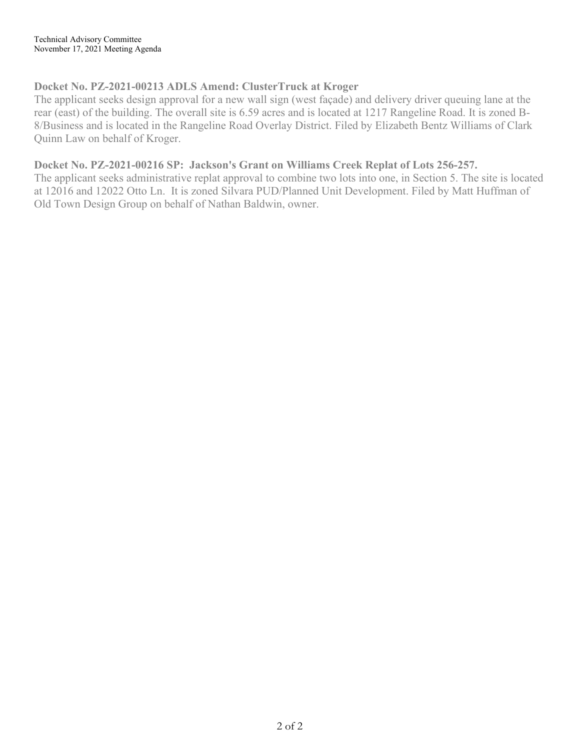**Docket No. PZ-2021-00213 ADLS Amend: ClusterTruck at Kroger**

The applicant seeks design approval for a new wall sign (west façade) and delivery driver queuing lane at the rear (east) of the building. The overall site is 6.59 acres and is located at 1217 Rangeline Road. It is zoned B-8/Business and is located in the Rangeline Road Overlay District. Filed by Elizabeth Bentz Williams of Clark Quinn Law on behalf of Kroger.

**Docket No. PZ-2021-00216 SP: Jackson's Grant on Williams Creek Replat of Lots 256-257.**

The applicant seeks administrative replat approval to combine two lots into one, in Section 5. The site is located at 12016 and 12022 Otto Ln. It is zoned Silvara PUD/Planned Unit Development. Filed by Matt Huffman of Old Town Design Group on behalf of Nathan Baldwin, owner.